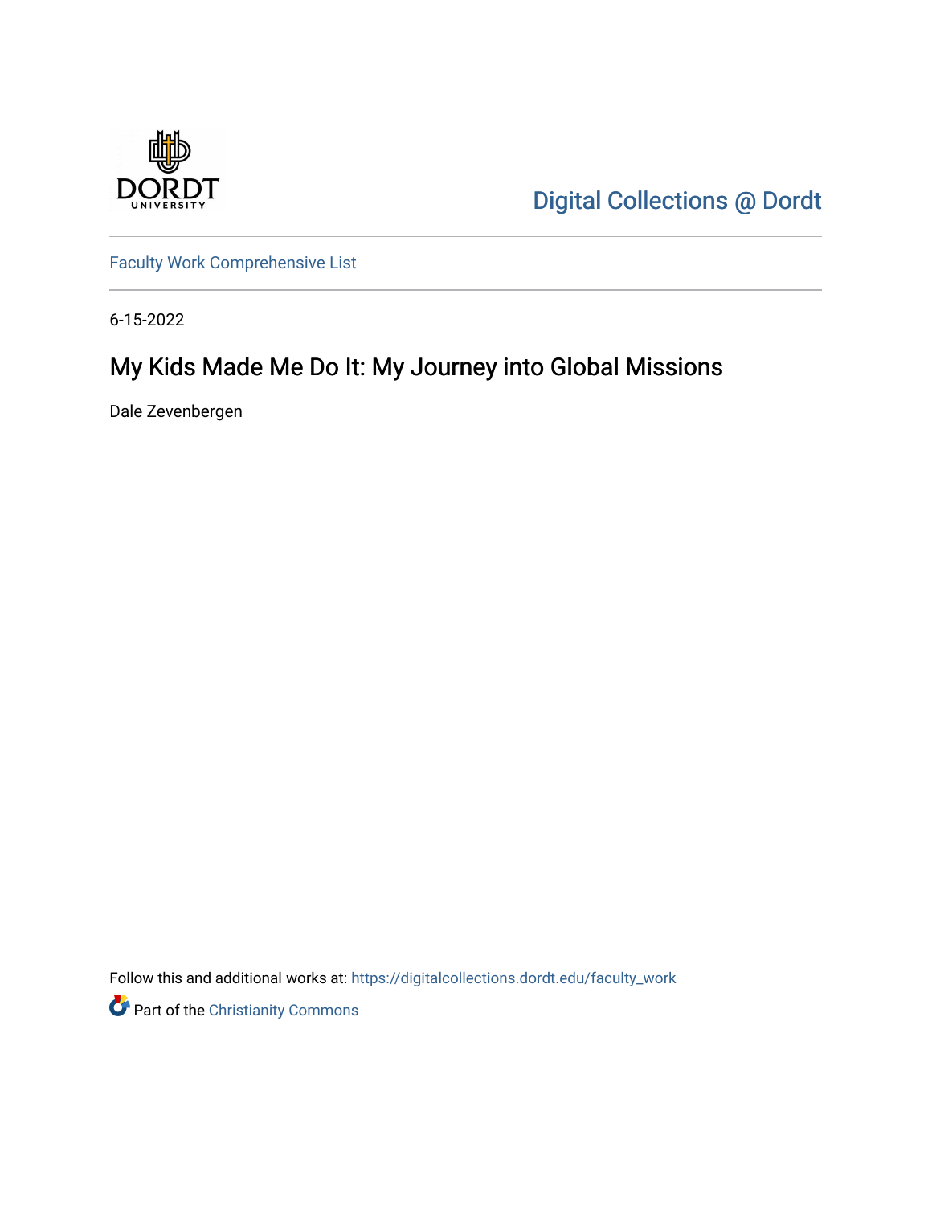Digital Collections @ Dordt

Faculty Work Comprehensive List

6-15-2022

# My Kids Made Me Do It: My Journey into Global Missions

Dale Zevenbergen

Follow this and additional works at: https://digitalcollections.dordt.edu/faculty_work

Part of the Christianity Commons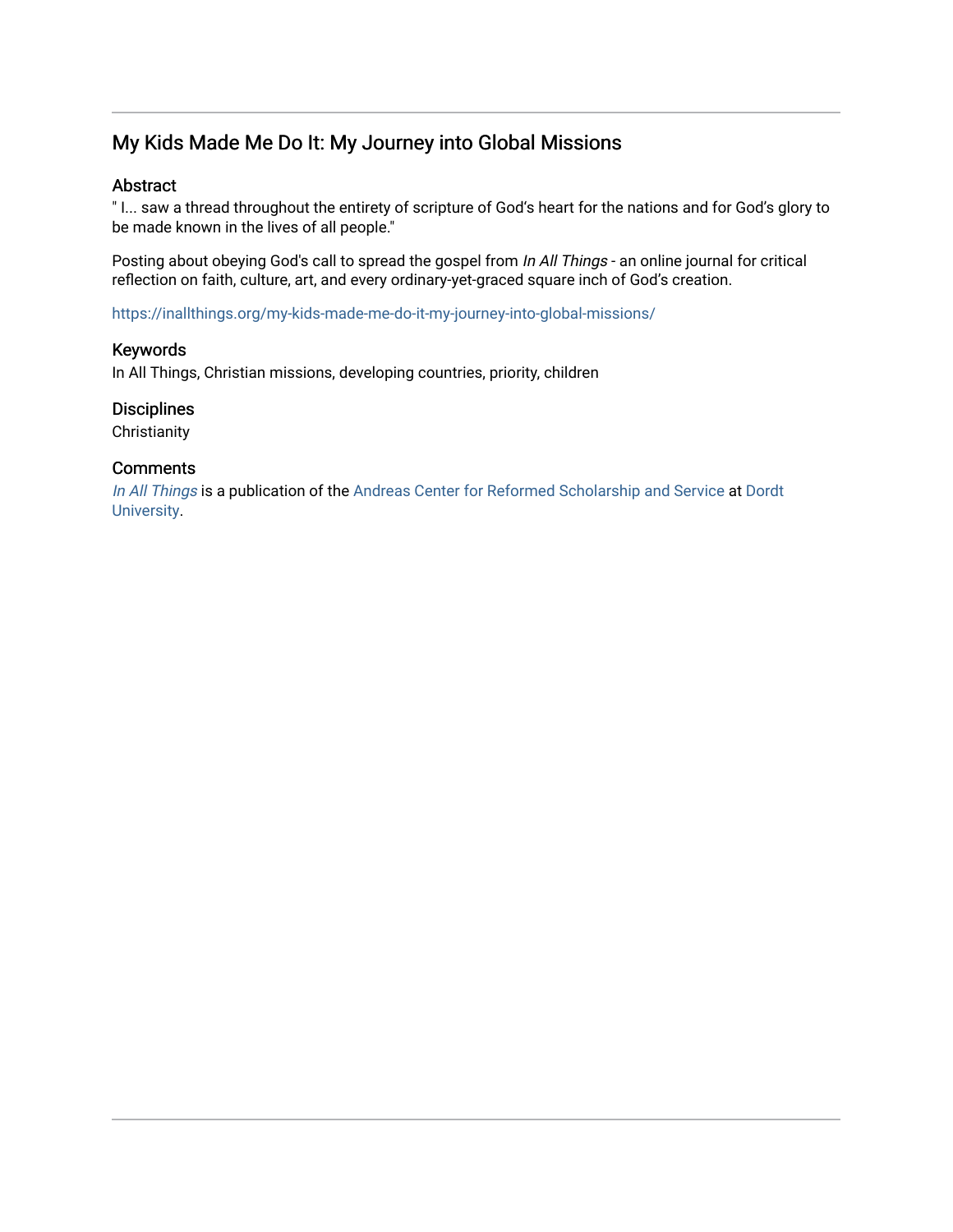## My Kids Made Me Do It: My Journey into Global Missions

### Abstract

" I... saw a thread throughout the entirety of scripture of God's heart for the nations and for God's glory to be made known in the lives of all people."

Posting about obeying God's call to spread the gospel from *In All Things* - an online journal for critical reflection on faith, culture, art, and every ordinary-yet-graced square inch of God's creation.

https://inallthings.org/my-kids-made-me-do-it-my-journey-into-global-missions/

### Keywords

In All Things, Christian missions, developing countries, priority, children

### Disciplines

Christianity

### Comments

*In All Things* is a publication of the Andreas Center for Reformed Scholarship and Service at Dordt University.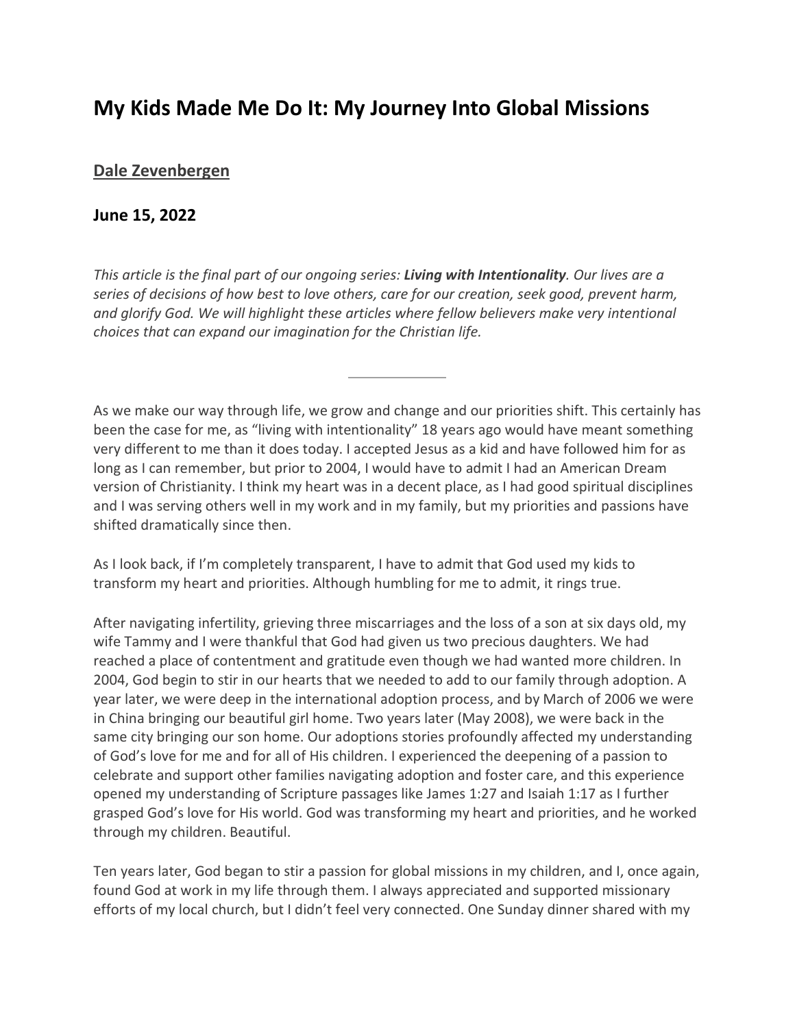# My Kids Made Me Do It: My Journey Into Global Missions

## Dale Zevenbergen

### June 15, 2022

*This article is the final part of our ongoing series: **Living with Intentionality**. Our lives are a series of decisions of how best to love others, care for our creation, seek good, prevent harm, and glorify God. We will highlight these articles where fellow believers make very intentional choices that can expand our imagination for the Christian life.*

---

As we make our way through life, we grow and change and our priorities shift. This certainly has been the case for me, as "living with intentionality" 18 years ago would have meant something very different to me than it does today. I accepted Jesus as a kid and have followed him for as long as I can remember, but prior to 2004, I would have to admit I had an American Dream version of Christianity. I think my heart was in a decent place, as I had good spiritual disciplines and I was serving others well in my work and in my family, but my priorities and passions have shifted dramatically since then.

As I look back, if I'm completely transparent, I have to admit that God used my kids to transform my heart and priorities. Although humbling for me to admit, it rings true.

After navigating infertility, grieving three miscarriages and the loss of a son at six days old, my wife Tammy and I were thankful that God had given us two precious daughters. We had reached a place of contentment and gratitude even though we had wanted more children. In 2004, God begin to stir in our hearts that we needed to add to our family through adoption. A year later, we were deep in the international adoption process, and by March of 2006 we were in China bringing our beautiful girl home. Two years later (May 2008), we were back in the same city bringing our son home. Our adoptions stories profoundly affected my understanding of God's love for me and for all of His children. I experienced the deepening of a passion to celebrate and support other families navigating adoption and foster care, and this experience opened my understanding of Scripture passages like James 1:27 and Isaiah 1:17 as I further grasped God's love for His world. God was transforming my heart and priorities, and he worked through my children. Beautiful.

Ten years later, God began to stir a passion for global missions in my children, and I, once again, found God at work in my life through them. I always appreciated and supported missionary efforts of my local church, but I didn't feel very connected. One Sunday dinner shared with my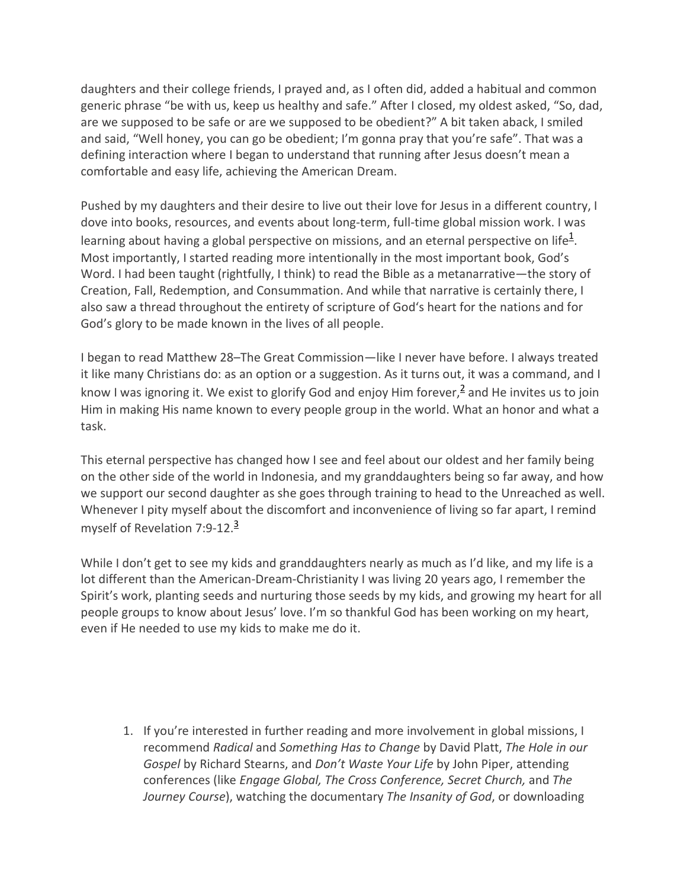daughters and their college friends, I prayed and, as I often did, added a habitual and common generic phrase "be with us, keep us healthy and safe." After I closed, my oldest asked, "So, dad, are we supposed to be safe or are we supposed to be obedient?" A bit taken aback, I smiled and said, "Well honey, you can go be obedient; I'm gonna pray that you're safe". That was a defining interaction where I began to understand that running after Jesus doesn't mean a comfortable and easy life, achieving the American Dream.

Pushed by my daughters and their desire to live out their love for Jesus in a different country, I dove into books, resources, and events about long-term, full-time global mission work. I was learning about having a global perspective on missions, and an eternal perspective on life[1]. Most importantly, I started reading more intentionally in the most important book, God's Word. I had been taught (rightfully, I think) to read the Bible as a metanarrative—the story of Creation, Fall, Redemption, and Consummation. And while that narrative is certainly there, I also saw a thread throughout the entirety of scripture of God's heart for the nations and for God's glory to be made known in the lives of all people.

I began to read Matthew 28–The Great Commission—like I never have before. I always treated it like many Christians do: as an option or a suggestion. As it turns out, it was a command, and I know I was ignoring it. We exist to glorify God and enjoy Him forever,[2] and He invites us to join Him in making His name known to every people group in the world. What an honor and what a task.

This eternal perspective has changed how I see and feel about our oldest and her family being on the other side of the world in Indonesia, and my granddaughters being so far away, and how we support our second daughter as she goes through training to head to the Unreached as well. Whenever I pity myself about the discomfort and inconvenience of living so far apart, I remind myself of Revelation 7:9-12.[3]

While I don't get to see my kids and granddaughters nearly as much as I'd like, and my life is a lot different than the American-Dream-Christianity I was living 20 years ago, I remember the Spirit's work, planting seeds and nurturing those seeds by my kids, and growing my heart for all people groups to know about Jesus' love. I'm so thankful God has been working on my heart, even if He needed to use my kids to make me do it.

1. If you're interested in further reading and more involvement in global missions, I recommend *Radical* and *Something Has to Change* by David Platt, *The Hole in our Gospel* by Richard Stearns, and *Don't Waste Your Life* by John Piper, attending conferences (like *Engage Global, The Cross Conference, Secret Church,* and *The Journey Course*), watching the documentary *The Insanity of God*, or downloading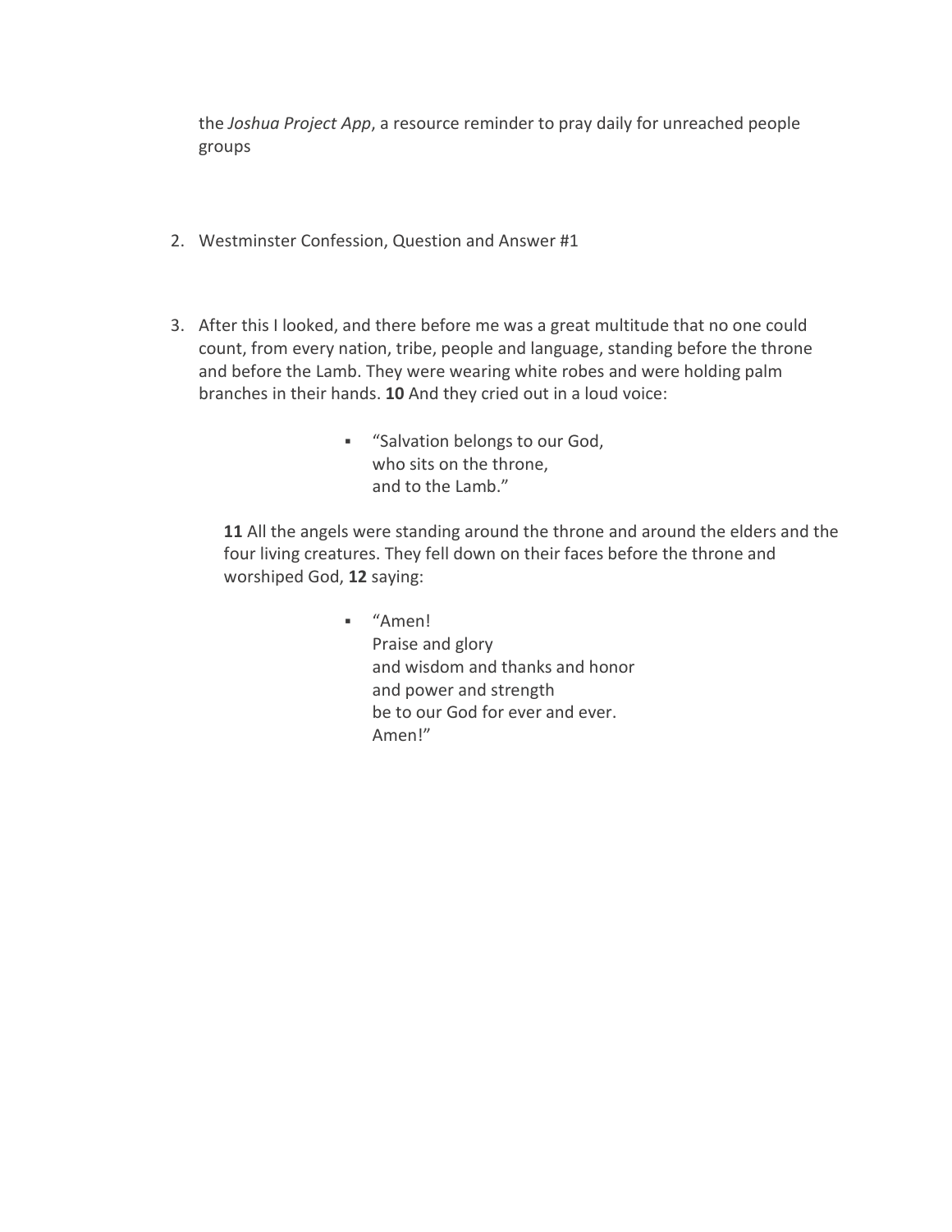the *Joshua Project App*, a resource reminder to pray daily for unreached people groups

2. Westminster Confession, Question and Answer #1

3. After this I looked, and there before me was a great multitude that no one could count, from every nation, tribe, people and language, standing before the throne and before the Lamb. They were wearing white robes and were holding palm branches in their hands. **10** And they cried out in a loud voice:

    - "Salvation belongs to our God,
      who sits on the throne,
      and to the Lamb."

    **11** All the angels were standing around the throne and around the elders and the four living creatures. They fell down on their faces before the throne and worshiped God, **12** saying:

    - "Amen!
      Praise and glory
      and wisdom and thanks and honor
      and power and strength
      be to our God for ever and ever.
      Amen!"